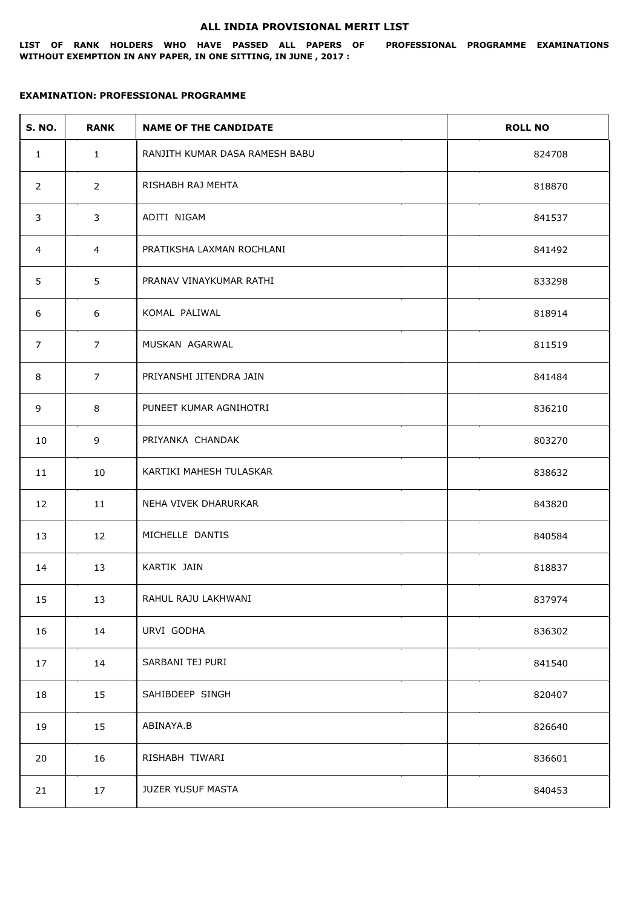# ALL INDIA PROVISIONAL MERIT LIST

**LIST OF RANK HOLDERS WHO HAVE PASSED ALL PAPERS OF PROFESSIONAL PROGRAMME EXAMINATIONS WITHOUT EXEMPTION IN ANY PAPER, IN ONE SITTING, IN JUNE , 2017 :**

**EXAMINATION: PROFESSIONAL PROGRAMME**

| S. NO. | RANK | NAME OF THE CANDIDATE | ROLL NO |
|---|---|---|---|
| 1 | 1 | RANJITH KUMAR DASA RAMESH BABU | 824708 |
| 2 | 2 | RISHABH RAJ MEHTA | 818870 |
| 3 | 3 | ADITI NIGAM | 841537 |
| 4 | 4 | PRATIKSHA LAXMAN ROCHLANI | 841492 |
| 5 | 5 | PRANAV VINAYKUMAR RATHI | 833298 |
| 6 | 6 | KOMAL PALIWAL | 818914 |
| 7 | 7 | MUSKAN AGARWAL | 811519 |
| 8 | 7 | PRIYANSHI JITENDRA JAIN | 841484 |
| 9 | 8 | PUNEET KUMAR AGNIHOTRI | 836210 |
| 10 | 9 | PRIYANKA CHANDAK | 803270 |
| 11 | 10 | KARTIKI MAHESH TULASKAR | 838632 |
| 12 | 11 | NEHA VIVEK DHARURKAR | 843820 |
| 13 | 12 | MICHELLE DANTIS | 840584 |
| 14 | 13 | KARTIK JAIN | 818837 |
| 15 | 13 | RAHUL RAJU LAKHWANI | 837974 |
| 16 | 14 | URVI GODHA | 836302 |
| 17 | 14 | SARBANI TEJ PURI | 841540 |
| 18 | 15 | SAHIBDEEP SINGH | 820407 |
| 19 | 15 | ABINAYA.B | 826640 |
| 20 | 16 | RISHABH TIWARI | 836601 |
| 21 | 17 | JUZER YUSUF MASTA | 840453 |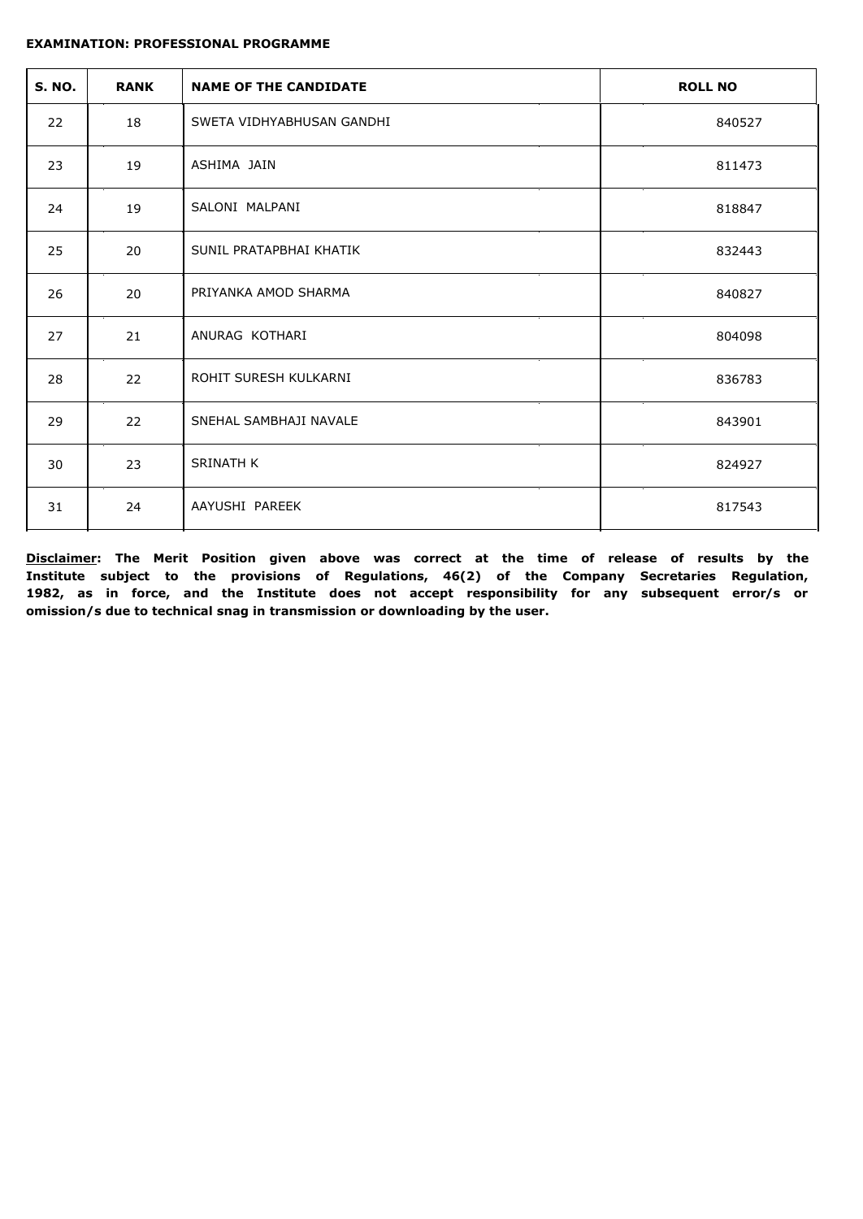**EXAMINATION: PROFESSIONAL PROGRAMME**

| S. NO. | RANK | NAME OF THE CANDIDATE | ROLL NO |
|---|---|---|---|
| 22 | 18 | SWETA VIDHYABHUSAN GANDHI | 840527 |
| 23 | 19 | ASHIMA JAIN | 811473 |
| 24 | 19 | SALONI MALPANI | 818847 |
| 25 | 20 | SUNIL PRATAPBHAI KHATIK | 832443 |
| 26 | 20 | PRIYANKA AMOD SHARMA | 840827 |
| 27 | 21 | ANURAG KOTHARI | 804098 |
| 28 | 22 | ROHIT SURESH KULKARNI | 836783 |
| 29 | 22 | SNEHAL SAMBHAJI NAVALE | 843901 |
| 30 | 23 | SRINATH K | 824927 |
| 31 | 24 | AAYUSHI PAREEK | 817543 |

**Disclaimer: The Merit Position given above was correct at the time of release of results by the Institute subject to the provisions of Regulations, 46(2) of the Company Secretaries Regulation, 1982, as in force, and the Institute does not accept responsibility for any subsequent error/s or omission/s due to technical snag in transmission or downloading by the user.**